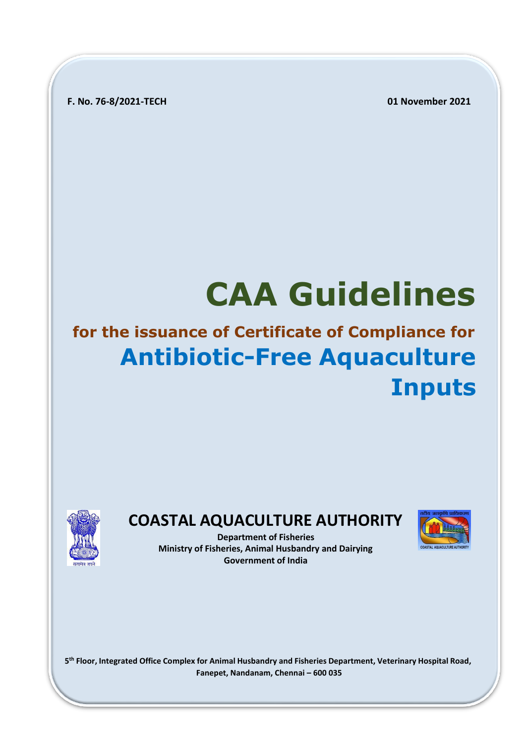**F. No. 76-8/2021-TECH** **01 November 2021**

# CAA Guidelines

## for the issuance of Certificate of Compliance for

# Antibiotic-Free Aquaculture Inputs

## COASTAL AQUACULTURE AUTHORITY

**Department of Fisheries**
**Ministry of Fisheries, Animal Husbandry and Dairying**
**Government of India**

**5th Floor, Integrated Office Complex for Animal Husbandry and Fisheries Department, Veterinary Hospital Road, Fanepet, Nandanam, Chennai – 600 035**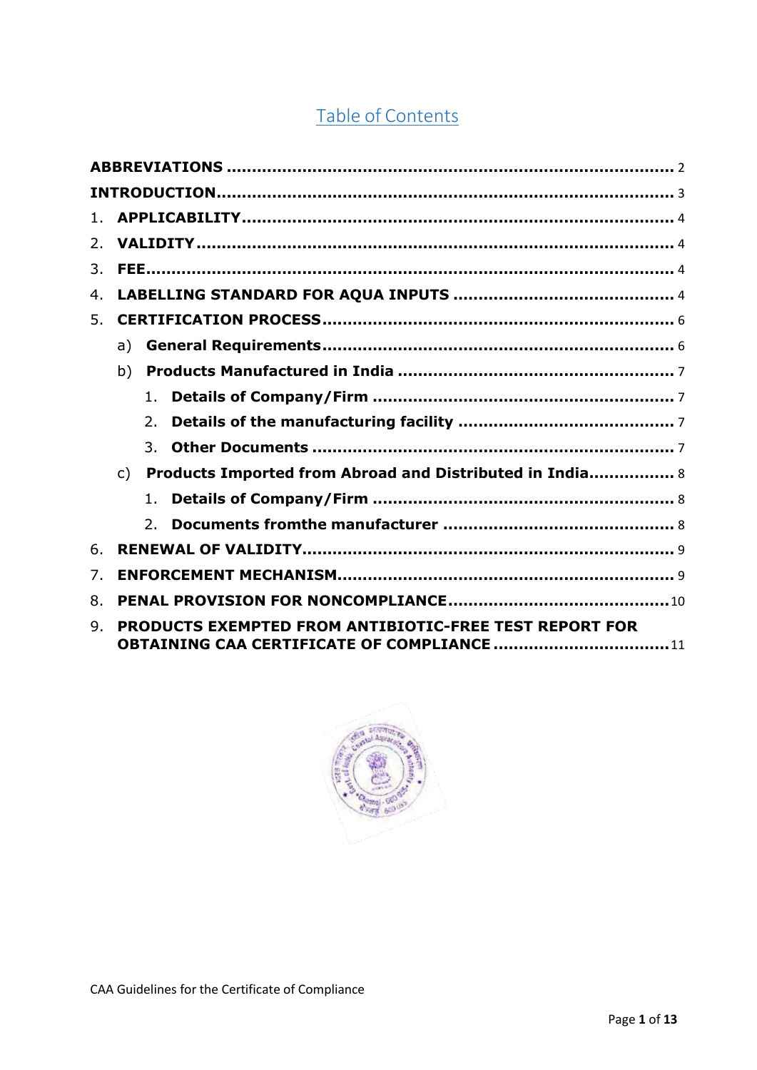# Table of Contents

**ABBREVIATIONS** ........................................................................ 2

**INTRODUCTION**........................................................................ 3

1. **APPLICABILITY**.................................................................... 4
2. **VALIDITY**............................................................................. 4
3. **FEE**...................................................................................... 4
4. **LABELLING STANDARD FOR AQUA INPUTS** ........................................... 4
5. **CERTIFICATION PROCESS**...................................................... 6
   a) **General Requirements**.................................................... 6
   b) **Products Manufactured in India** ...................................... 7
      1. **Details of Company/Firm** ........................................... 7
      2. **Details of the manufacturing facility** .......................... 7
      3. **Other Documents** ..................................................... 7
   c) **Products Imported from Abroad and Distributed in India**................ 8
      1. **Details of Company/Firm** ........................................... 8
      2. **Documents fromthe manufacturer** ............................... 8
6. **RENEWAL OF VALIDITY**......................................................... 9
7. **ENFORCEMENT MECHANISM**.................................................. 9
8. **PENAL PROVISION FOR NONCOMPLIANCE**..................................10
9. **PRODUCTS EXEMPTED FROM ANTIBIOTIC-FREE TEST REPORT FOR OBTAINING CAA CERTIFICATE OF COMPLIANCE** ..................................11

CAA Guidelines for the Certificate of Compliance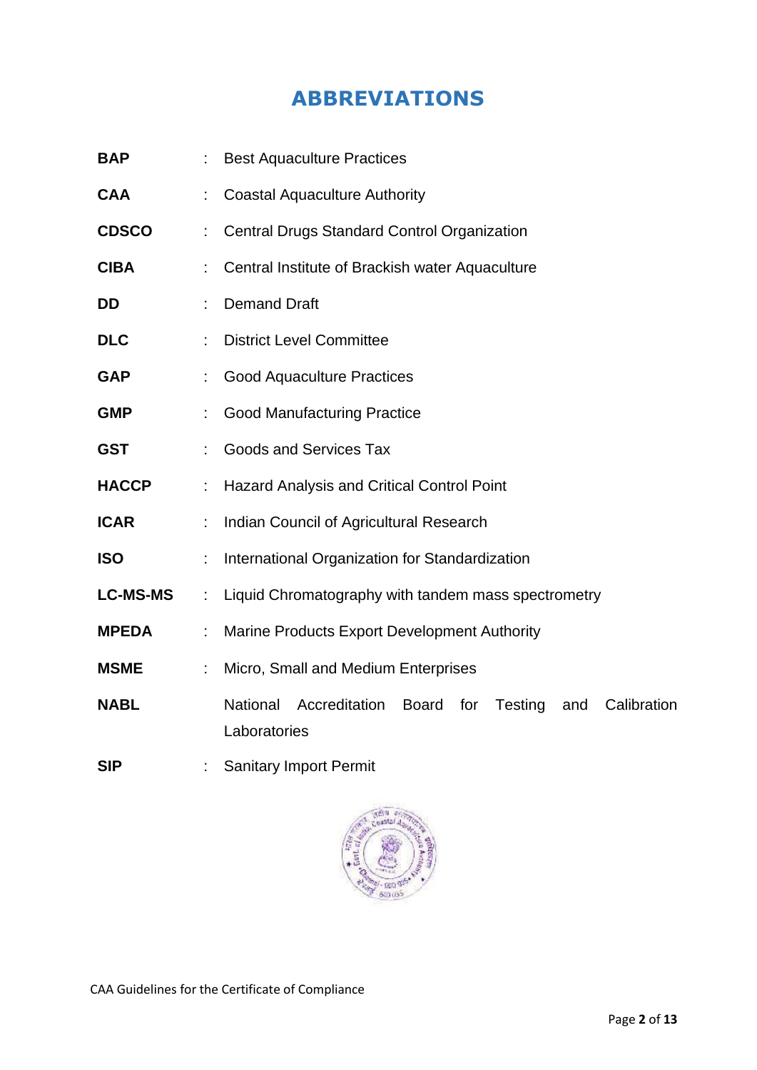# ABBREVIATIONS

| | | |
|---|---|---|
| **BAP** | : | Best Aquaculture Practices |
| **CAA** | : | Coastal Aquaculture Authority |
| **CDSCO** | : | Central Drugs Standard Control Organization |
| **CIBA** | : | Central Institute of Brackish water Aquaculture |
| **DD** | : | Demand Draft |
| **DLC** | : | District Level Committee |
| **GAP** | : | Good Aquaculture Practices |
| **GMP** | : | Good Manufacturing Practice |
| **GST** | : | Goods and Services Tax |
| **HACCP** | : | Hazard Analysis and Critical Control Point |
| **ICAR** | : | Indian Council of Agricultural Research |
| **ISO** | : | International Organization for Standardization |
| **LC-MS-MS** | : | Liquid Chromatography with tandem mass spectrometry |
| **MPEDA** | : | Marine Products Export Development Authority |
| **MSME** | : | Micro, Small and Medium Enterprises |
| **NABL** | | National Accreditation Board for Testing and Calibration Laboratories |
| **SIP** | : | Sanitary Import Permit |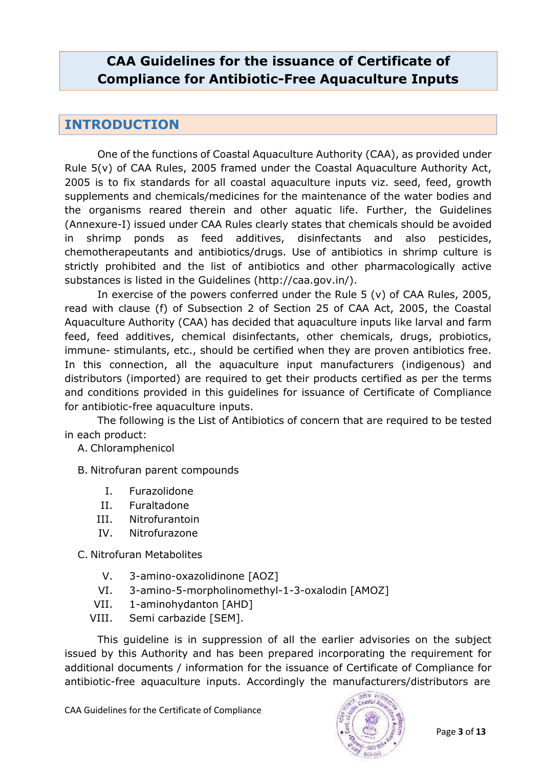# CAA Guidelines for the issuance of Certificate of Compliance for Antibiotic-Free Aquaculture Inputs

## INTRODUCTION

One of the functions of Coastal Aquaculture Authority (CAA), as provided under Rule 5(v) of CAA Rules, 2005 framed under the Coastal Aquaculture Authority Act, 2005 is to fix standards for all coastal aquaculture inputs viz. seed, feed, growth supplements and chemicals/medicines for the maintenance of the water bodies and the organisms reared therein and other aquatic life. Further, the Guidelines (Annexure-I) issued under CAA Rules clearly states that chemicals should be avoided in shrimp ponds as feed additives, disinfectants and also pesticides, chemotherapeutants and antibiotics/drugs. Use of antibiotics in shrimp culture is strictly prohibited and the list of antibiotics and other pharmacologically active substances is listed in the Guidelines (http://caa.gov.in/).

In exercise of the powers conferred under the Rule 5 (v) of CAA Rules, 2005, read with clause (f) of Subsection 2 of Section 25 of CAA Act, 2005, the Coastal Aquaculture Authority (CAA) has decided that aquaculture inputs like larval and farm feed, feed additives, chemical disinfectants, other chemicals, drugs, probiotics, immune- stimulants, etc., should be certified when they are proven antibiotics free. In this connection, all the aquaculture input manufacturers (indigenous) and distributors (imported) are required to get their products certified as per the terms and conditions provided in this guidelines for issuance of Certificate of Compliance for antibiotic-free aquaculture inputs.

The following is the List of Antibiotics of concern that are required to be tested in each product:

A. Chloramphenicol

B. Nitrofuran parent compounds

- I. Furazolidone
- II. Furaltadone
- III. Nitrofurantoin
- IV. Nitrofurazone

C. Nitrofuran Metabolites

- V. 3-amino-oxazolidinone [AOZ]
- VI. 3-amino-5-morpholinomethyl-1-3-oxalodin [AMOZ]
- VII. 1-aminohydanton [AHD]
- VIII. Semi carbazide [SEM].

This guideline is in suppression of all the earlier advisories on the subject issued by this Authority and has been prepared incorporating the requirement for additional documents / information for the issuance of Certificate of Compliance for antibiotic-free aquaculture inputs. Accordingly the manufacturers/distributors are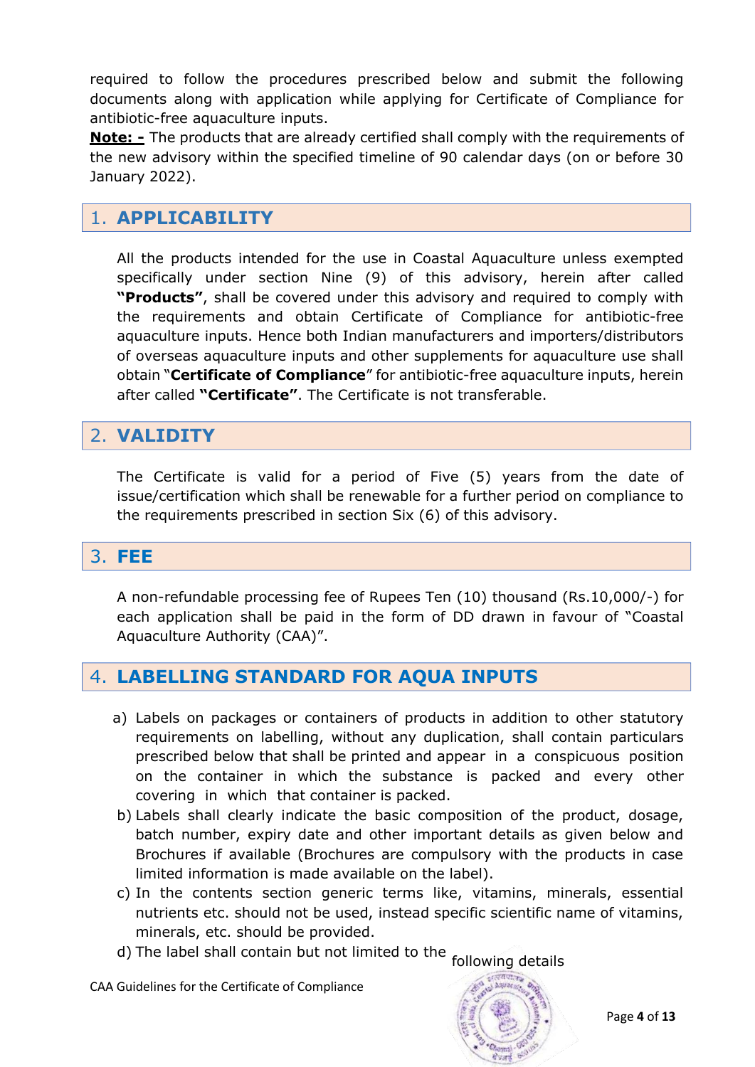required to follow the procedures prescribed below and submit the following documents along with application while applying for Certificate of Compliance for antibiotic-free aquaculture inputs.

**Note: -** The products that are already certified shall comply with the requirements of the new advisory within the specified timeline of 90 calendar days (on or before 30 January 2022).

## 1. APPLICABILITY

All the products intended for the use in Coastal Aquaculture unless exempted specifically under section Nine (9) of this advisory, herein after called **"Products"**, shall be covered under this advisory and required to comply with the requirements and obtain Certificate of Compliance for antibiotic-free aquaculture inputs. Hence both Indian manufacturers and importers/distributors of overseas aquaculture inputs and other supplements for aquaculture use shall obtain "**Certificate of Compliance**" for antibiotic-free aquaculture inputs, herein after called **"Certificate"**. The Certificate is not transferable.

## 2. VALIDITY

The Certificate is valid for a period of Five (5) years from the date of issue/certification which shall be renewable for a further period on compliance to the requirements prescribed in section Six (6) of this advisory.

## 3. FEE

A non-refundable processing fee of Rupees Ten (10) thousand (Rs.10,000/-) for each application shall be paid in the form of DD drawn in favour of "Coastal Aquaculture Authority (CAA)".

## 4. LABELLING STANDARD FOR AQUA INPUTS

a) Labels on packages or containers of products in addition to other statutory requirements on labelling, without any duplication, shall contain particulars prescribed below that shall be printed and appear in a conspicuous position on the container in which the substance is packed and every other covering in which that container is packed.

b) Labels shall clearly indicate the basic composition of the product, dosage, batch number, expiry date and other important details as given below and Brochures if available (Brochures are compulsory with the products in case limited information is made available on the label).

c) In the contents section generic terms like, vitamins, minerals, essential nutrients etc. should not be used, instead specific scientific name of vitamins, minerals, etc. should be provided.

d) The label shall contain but not limited to the following details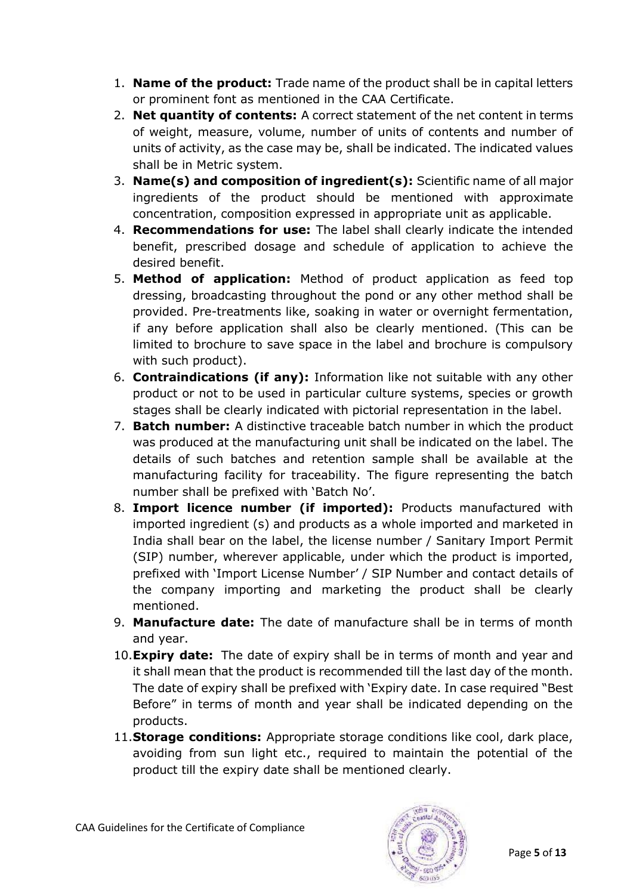1. **Name of the product:** Trade name of the product shall be in capital letters or prominent font as mentioned in the CAA Certificate.
2. **Net quantity of contents:** A correct statement of the net content in terms of weight, measure, volume, number of units of contents and number of units of activity, as the case may be, shall be indicated. The indicated values shall be in Metric system.
3. **Name(s) and composition of ingredient(s):** Scientific name of all major ingredients of the product should be mentioned with approximate concentration, composition expressed in appropriate unit as applicable.
4. **Recommendations for use:** The label shall clearly indicate the intended benefit, prescribed dosage and schedule of application to achieve the desired benefit.
5. **Method of application:** Method of product application as feed top dressing, broadcasting throughout the pond or any other method shall be provided. Pre-treatments like, soaking in water or overnight fermentation, if any before application shall also be clearly mentioned. (This can be limited to brochure to save space in the label and brochure is compulsory with such product).
6. **Contraindications (if any):** Information like not suitable with any other product or not to be used in particular culture systems, species or growth stages shall be clearly indicated with pictorial representation in the label.
7. **Batch number:** A distinctive traceable batch number in which the product was produced at the manufacturing unit shall be indicated on the label. The details of such batches and retention sample shall be available at the manufacturing facility for traceability. The figure representing the batch number shall be prefixed with 'Batch No'.
8. **Import licence number (if imported):** Products manufactured with imported ingredient (s) and products as a whole imported and marketed in India shall bear on the label, the license number / Sanitary Import Permit (SIP) number, wherever applicable, under which the product is imported, prefixed with 'Import License Number' / SIP Number and contact details of the company importing and marketing the product shall be clearly mentioned.
9. **Manufacture date:** The date of manufacture shall be in terms of month and year.
10. **Expiry date:** The date of expiry shall be in terms of month and year and it shall mean that the product is recommended till the last day of the month. The date of expiry shall be prefixed with 'Expiry date. In case required "Best Before" in terms of month and year shall be indicated depending on the products.
11. **Storage conditions:** Appropriate storage conditions like cool, dark place, avoiding from sun light etc., required to maintain the potential of the product till the expiry date shall be mentioned clearly.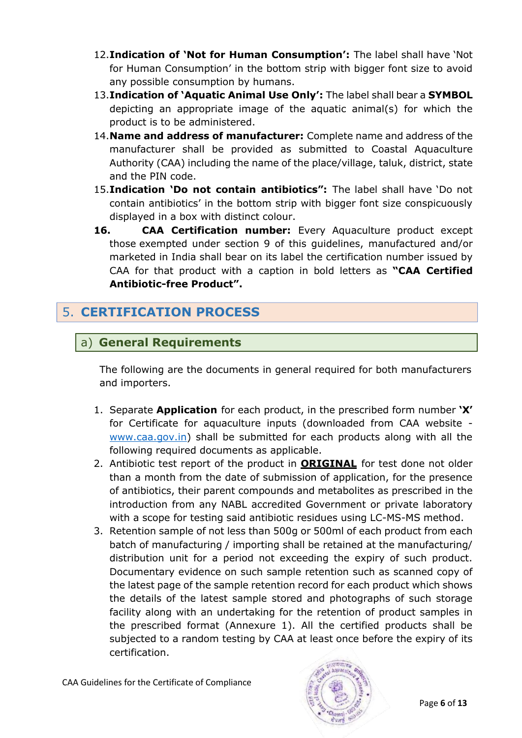12. **Indication of 'Not for Human Consumption':** The label shall have 'Not for Human Consumption' in the bottom strip with bigger font size to avoid any possible consumption by humans.
13. **Indication of 'Aquatic Animal Use Only':** The label shall bear a **SYMBOL** depicting an appropriate image of the aquatic animal(s) for which the product is to be administered.
14. **Name and address of manufacturer:** Complete name and address of the manufacturer shall be provided as submitted to Coastal Aquaculture Authority (CAA) including the name of the place/village, taluk, district, state and the PIN code.
15. **Indication 'Do not contain antibiotics":** The label shall have 'Do not contain antibiotics' in the bottom strip with bigger font size conspicuously displayed in a box with distinct colour.
16. **CAA Certification number:** Every Aquaculture product except those exempted under section 9 of this guidelines, manufactured and/or marketed in India shall bear on its label the certification number issued by CAA for that product with a caption in bold letters as **"CAA Certified Antibiotic-free Product".**

# 5. CERTIFICATION PROCESS

## a) General Requirements

The following are the documents in general required for both manufacturers and importers.

1. Separate **Application** for each product, in the prescribed form number **'X'** for Certificate for aquaculture inputs (downloaded from CAA website - www.caa.gov.in) shall be submitted for each products along with all the following required documents as applicable.
2. Antibiotic test report of the product in **ORIGINAL** for test done not older than a month from the date of submission of application, for the presence of antibiotics, their parent compounds and metabolites as prescribed in the introduction from any NABL accredited Government or private laboratory with a scope for testing said antibiotic residues using LC-MS-MS method.
3. Retention sample of not less than 500g or 500ml of each product from each batch of manufacturing / importing shall be retained at the manufacturing/ distribution unit for a period not exceeding the expiry of such product. Documentary evidence on such sample retention such as scanned copy of the latest page of the sample retention record for each product which shows the details of the latest sample stored and photographs of such storage facility along with an undertaking for the retention of product samples in the prescribed format (Annexure 1). All the certified products shall be subjected to a random testing by CAA at least once before the expiry of its certification.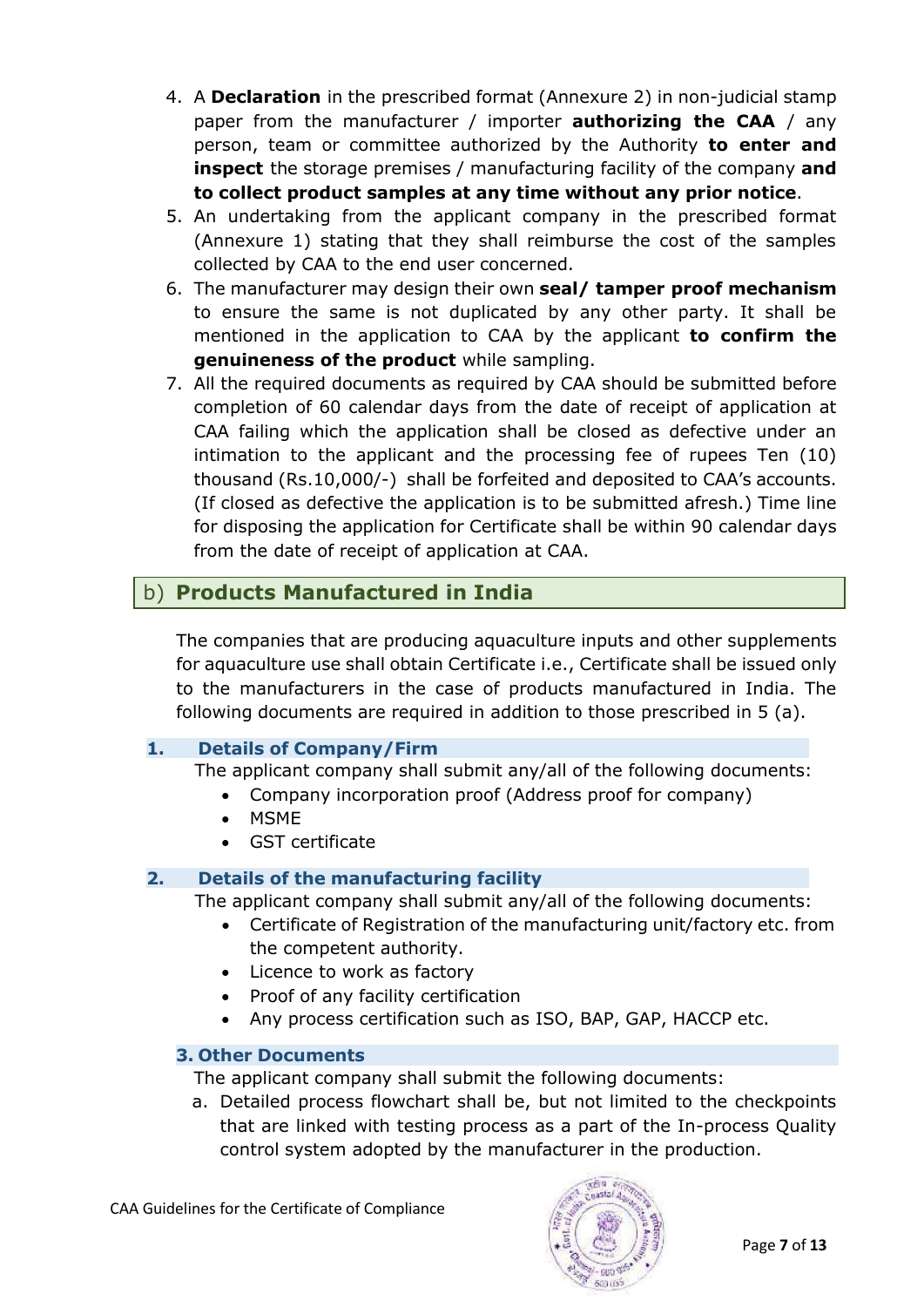4. A **Declaration** in the prescribed format (Annexure 2) in non-judicial stamp paper from the manufacturer / importer **authorizing the CAA** / any person, team or committee authorized by the Authority **to enter and inspect** the storage premises / manufacturing facility of the company **and to collect product samples at any time without any prior notice**.
5. An undertaking from the applicant company in the prescribed format (Annexure 1) stating that they shall reimburse the cost of the samples collected by CAA to the end user concerned.
6. The manufacturer may design their own **seal/ tamper proof mechanism** to ensure the same is not duplicated by any other party. It shall be mentioned in the application to CAA by the applicant **to confirm the genuineness of the product** while sampling.
7. All the required documents as required by CAA should be submitted before completion of 60 calendar days from the date of receipt of application at CAA failing which the application shall be closed as defective under an intimation to the applicant and the processing fee of rupees Ten (10) thousand (Rs.10,000/-) shall be forfeited and deposited to CAA's accounts. (If closed as defective the application is to be submitted afresh.) Time line for disposing the application for Certificate shall be within 90 calendar days from the date of receipt of application at CAA.

## b) Products Manufactured in India

The companies that are producing aquaculture inputs and other supplements for aquaculture use shall obtain Certificate i.e., Certificate shall be issued only to the manufacturers in the case of products manufactured in India. The following documents are required in addition to those prescribed in 5 (a).

### 1. Details of Company/Firm

The applicant company shall submit any/all of the following documents:

- Company incorporation proof (Address proof for company)
- MSME
- GST certificate

### 2. Details of the manufacturing facility

The applicant company shall submit any/all of the following documents:

- Certificate of Registration of the manufacturing unit/factory etc. from the competent authority.
- Licence to work as factory
- Proof of any facility certification
- Any process certification such as ISO, BAP, GAP, HACCP etc.

### 3. Other Documents

The applicant company shall submit the following documents:

a. Detailed process flowchart shall be, but not limited to the checkpoints that are linked with testing process as a part of the In-process Quality control system adopted by the manufacturer in the production.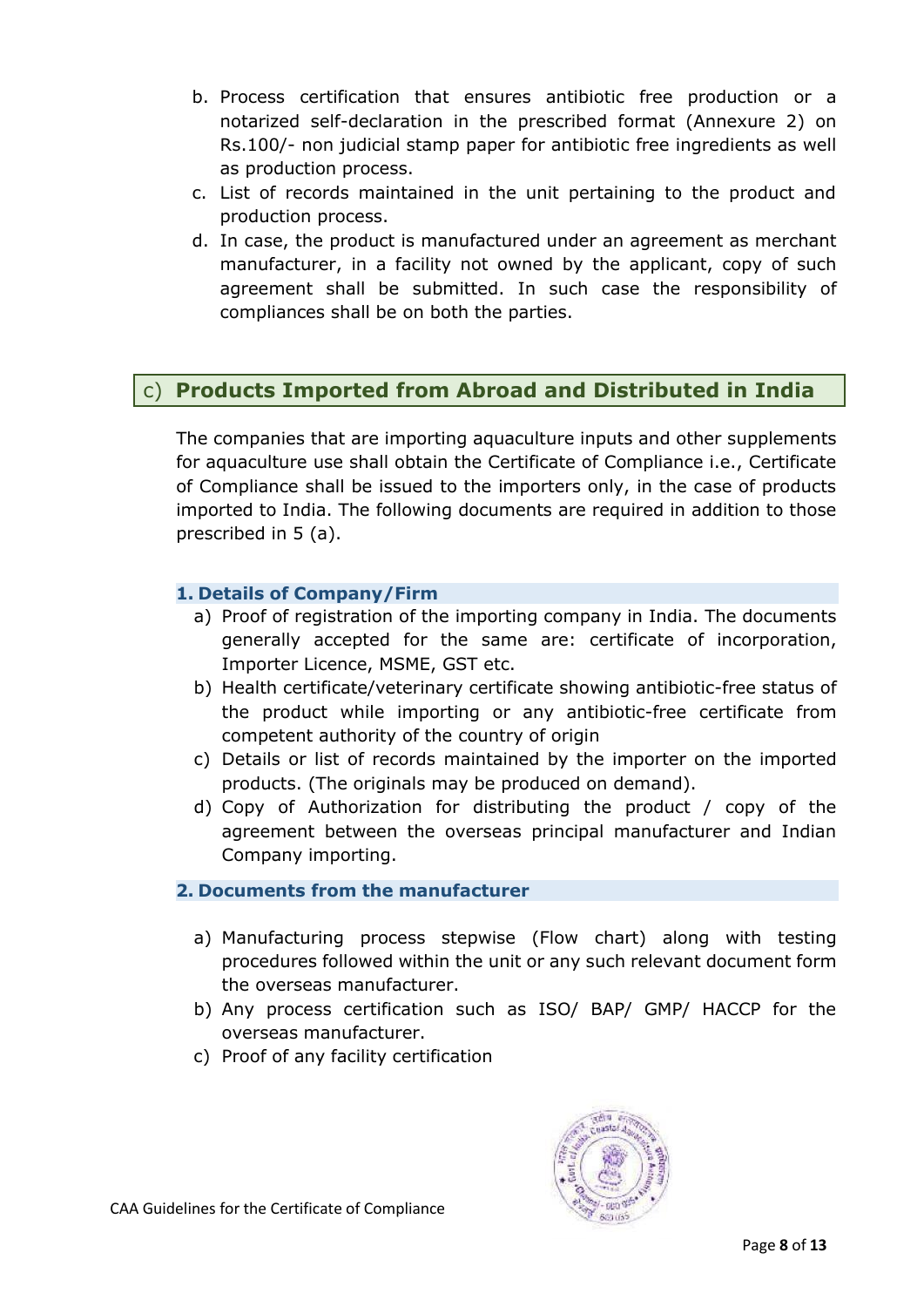b. Process certification that ensures antibiotic free production or a notarized self-declaration in the prescribed format (Annexure 2) on Rs.100/- non judicial stamp paper for antibiotic free ingredients as well as production process.

c. List of records maintained in the unit pertaining to the product and production process.

d. In case, the product is manufactured under an agreement as merchant manufacturer, in a facility not owned by the applicant, copy of such agreement shall be submitted. In such case the responsibility of compliances shall be on both the parties.

## c) Products Imported from Abroad and Distributed in India

The companies that are importing aquaculture inputs and other supplements for aquaculture use shall obtain the Certificate of Compliance i.e., Certificate of Compliance shall be issued to the importers only, in the case of products imported to India. The following documents are required in addition to those prescribed in 5 (a).

### 1. Details of Company/Firm

a) Proof of registration of the importing company in India. The documents generally accepted for the same are: certificate of incorporation, Importer Licence, MSME, GST etc.

b) Health certificate/veterinary certificate showing antibiotic-free status of the product while importing or any antibiotic-free certificate from competent authority of the country of origin

c) Details or list of records maintained by the importer on the imported products. (The originals may be produced on demand).

d) Copy of Authorization for distributing the product / copy of the agreement between the overseas principal manufacturer and Indian Company importing.

### 2. Documents from the manufacturer

a) Manufacturing process stepwise (Flow chart) along with testing procedures followed within the unit or any such relevant document form the overseas manufacturer.

b) Any process certification such as ISO/ BAP/ GMP/ HACCP for the overseas manufacturer.

c) Proof of any facility certification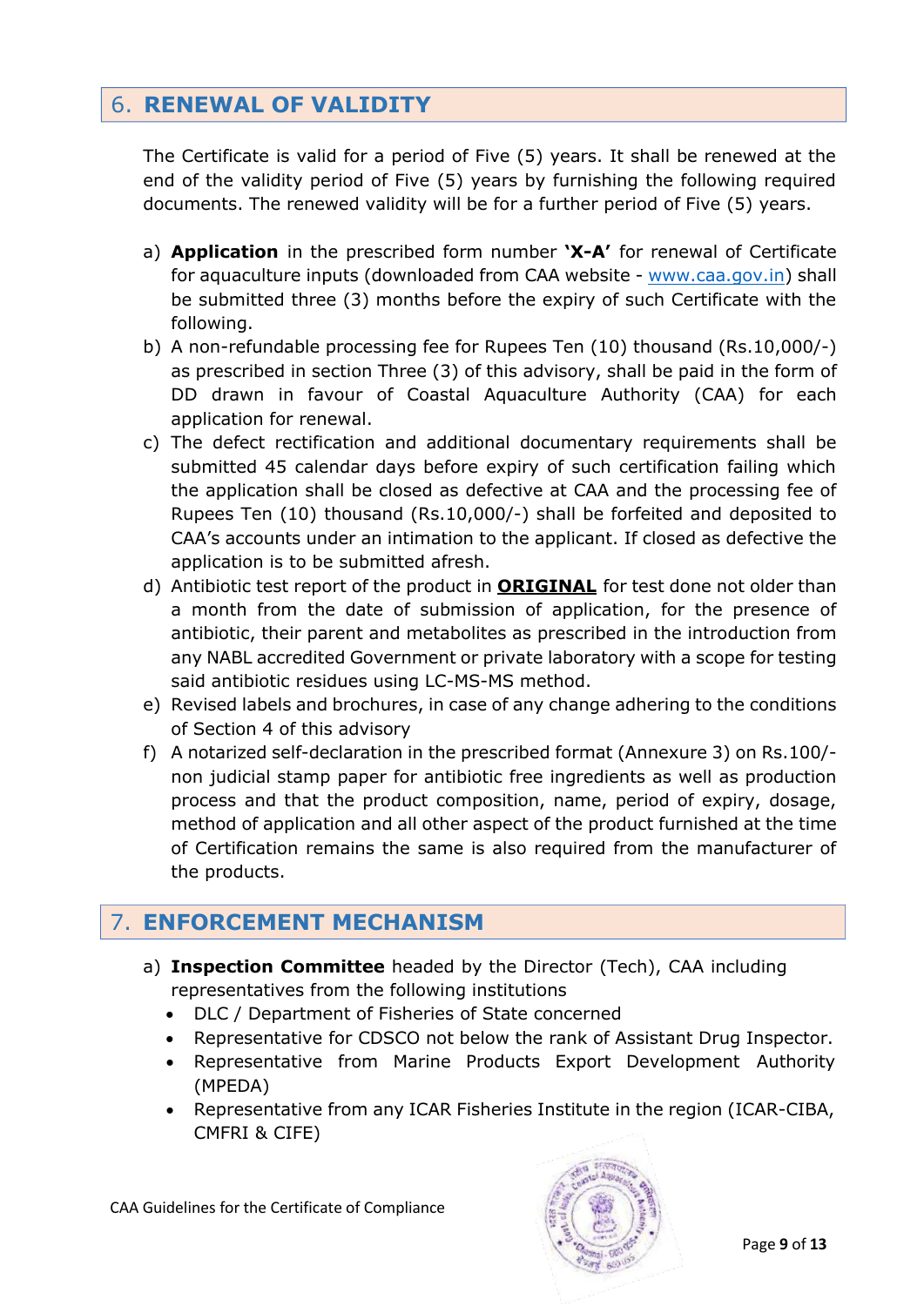## 6. RENEWAL OF VALIDITY

The Certificate is valid for a period of Five (5) years. It shall be renewed at the end of the validity period of Five (5) years by furnishing the following required documents. The renewed validity will be for a further period of Five (5) years.

a) **Application** in the prescribed form number **'X-A'** for renewal of Certificate for aquaculture inputs (downloaded from CAA website - www.caa.gov.in) shall be submitted three (3) months before the expiry of such Certificate with the following.

b) A non-refundable processing fee for Rupees Ten (10) thousand (Rs.10,000/-) as prescribed in section Three (3) of this advisory, shall be paid in the form of DD drawn in favour of Coastal Aquaculture Authority (CAA) for each application for renewal.

c) The defect rectification and additional documentary requirements shall be submitted 45 calendar days before expiry of such certification failing which the application shall be closed as defective at CAA and the processing fee of Rupees Ten (10) thousand (Rs.10,000/-) shall be forfeited and deposited to CAA's accounts under an intimation to the applicant. If closed as defective the application is to be submitted afresh.

d) Antibiotic test report of the product in **ORIGINAL** for test done not older than a month from the date of submission of application, for the presence of antibiotic, their parent and metabolites as prescribed in the introduction from any NABL accredited Government or private laboratory with a scope for testing said antibiotic residues using LC-MS-MS method.

e) Revised labels and brochures, in case of any change adhering to the conditions of Section 4 of this advisory

f) A notarized self-declaration in the prescribed format (Annexure 3) on Rs.100/- non judicial stamp paper for antibiotic free ingredients as well as production process and that the product composition, name, period of expiry, dosage, method of application and all other aspect of the product furnished at the time of Certification remains the same is also required from the manufacturer of the products.

## 7. ENFORCEMENT MECHANISM

a) **Inspection Committee** headed by the Director (Tech), CAA including representatives from the following institutions
   - DLC / Department of Fisheries of State concerned
   - Representative for CDSCO not below the rank of Assistant Drug Inspector.
   - Representative from Marine Products Export Development Authority (MPEDA)
   - Representative from any ICAR Fisheries Institute in the region (ICAR-CIBA, CMFRI & CIFE)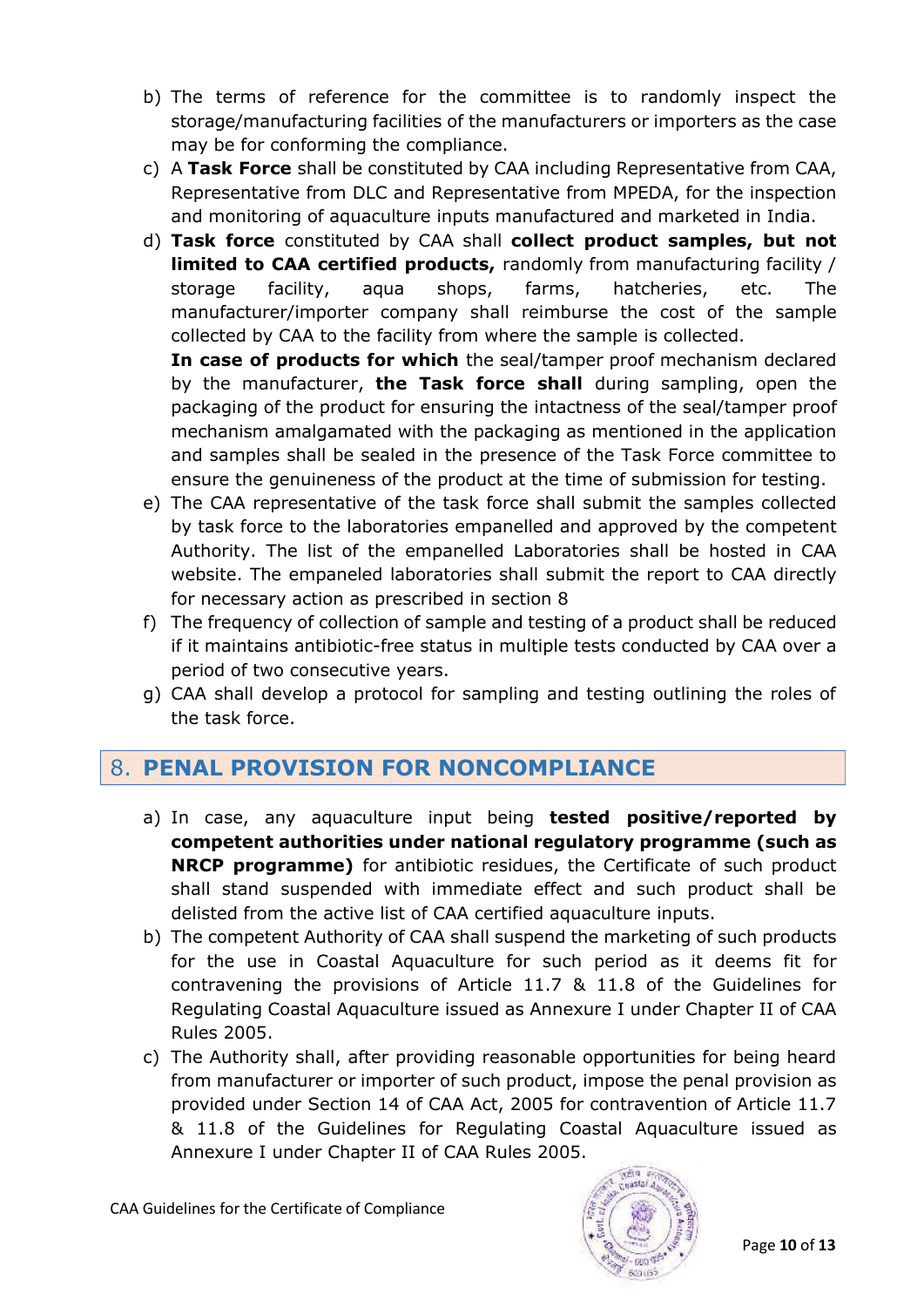b) The terms of reference for the committee is to randomly inspect the storage/manufacturing facilities of the manufacturers or importers as the case may be for conforming the compliance.

c) A **Task Force** shall be constituted by CAA including Representative from CAA, Representative from DLC and Representative from MPEDA, for the inspection and monitoring of aquaculture inputs manufactured and marketed in India.

d) **Task force** constituted by CAA shall **collect product samples, but not limited to CAA certified products,** randomly from manufacturing facility / storage facility, aqua shops, farms, hatcheries, etc. The manufacturer/importer company shall reimburse the cost of the sample collected by CAA to the facility from where the sample is collected.

   **In case of products for which** the seal/tamper proof mechanism declared by the manufacturer, **the Task force shall** during sampling, open the packaging of the product for ensuring the intactness of the seal/tamper proof mechanism amalgamated with the packaging as mentioned in the application and samples shall be sealed in the presence of the Task Force committee to ensure the genuineness of the product at the time of submission for testing.

e) The CAA representative of the task force shall submit the samples collected by task force to the laboratories empanelled and approved by the competent Authority. The list of the empanelled Laboratories shall be hosted in CAA website. The empaneled laboratories shall submit the report to CAA directly for necessary action as prescribed in section 8

f) The frequency of collection of sample and testing of a product shall be reduced if it maintains antibiotic-free status in multiple tests conducted by CAA over a period of two consecutive years.

g) CAA shall develop a protocol for sampling and testing outlining the roles of the task force.

## 8. PENAL PROVISION FOR NONCOMPLIANCE

a) In case, any aquaculture input being **tested positive/reported by competent authorities under national regulatory programme (such as NRCP programme)** for antibiotic residues, the Certificate of such product shall stand suspended with immediate effect and such product shall be delisted from the active list of CAA certified aquaculture inputs.

b) The competent Authority of CAA shall suspend the marketing of such products for the use in Coastal Aquaculture for such period as it deems fit for contravening the provisions of Article 11.7 & 11.8 of the Guidelines for Regulating Coastal Aquaculture issued as Annexure I under Chapter II of CAA Rules 2005.

c) The Authority shall, after providing reasonable opportunities for being heard from manufacturer or importer of such product, impose the penal provision as provided under Section 14 of CAA Act, 2005 for contravention of Article 11.7 & 11.8 of the Guidelines for Regulating Coastal Aquaculture issued as Annexure I under Chapter II of CAA Rules 2005.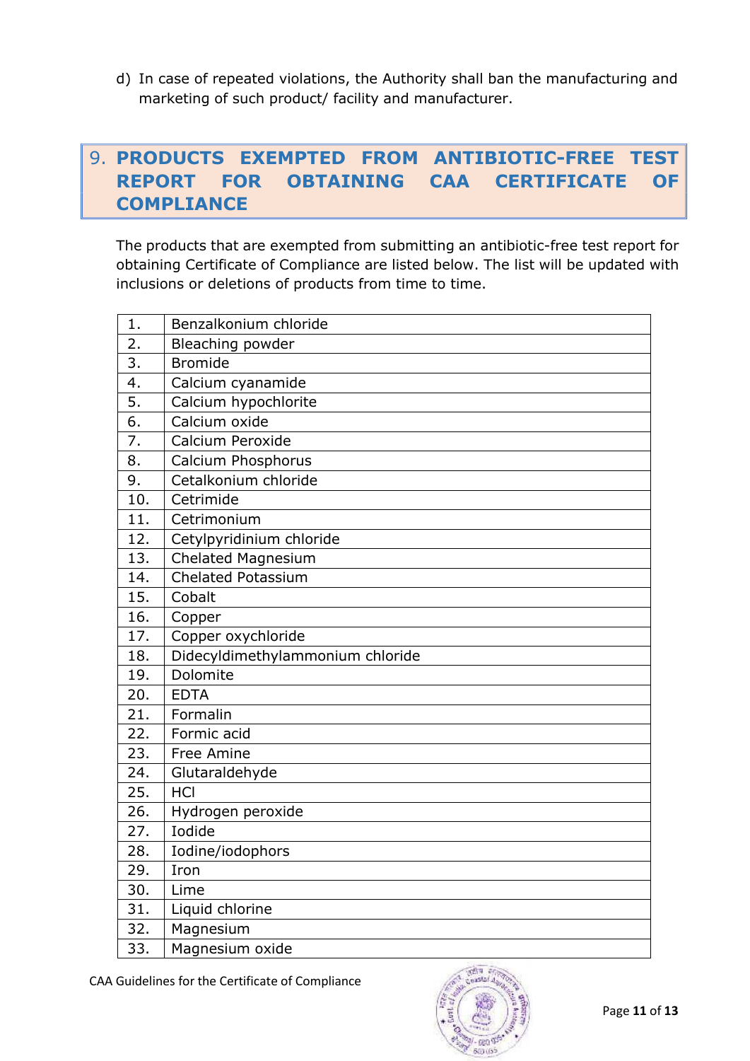d) In case of repeated violations, the Authority shall ban the manufacturing and marketing of such product/ facility and manufacturer.

## 9. PRODUCTS EXEMPTED FROM ANTIBIOTIC-FREE TEST REPORT FOR OBTAINING CAA CERTIFICATE OF COMPLIANCE

The products that are exempted from submitting an antibiotic-free test report for obtaining Certificate of Compliance are listed below. The list will be updated with inclusions or deletions of products from time to time.

| | |
|---|---|
| 1. | Benzalkonium chloride |
| 2. | Bleaching powder |
| 3. | Bromide |
| 4. | Calcium cyanamide |
| 5. | Calcium hypochlorite |
| 6. | Calcium oxide |
| 7. | Calcium Peroxide |
| 8. | Calcium Phosphorus |
| 9. | Cetalkonium chloride |
| 10. | Cetrimide |
| 11. | Cetrimonium |
| 12. | Cetylpyridinium chloride |
| 13. | Chelated Magnesium |
| 14. | Chelated Potassium |
| 15. | Cobalt |
| 16. | Copper |
| 17. | Copper oxychloride |
| 18. | Didecyldimethylammonium chloride |
| 19. | Dolomite |
| 20. | EDTA |
| 21. | Formalin |
| 22. | Formic acid |
| 23. | Free Amine |
| 24. | Glutaraldehyde |
| 25. | HCl |
| 26. | Hydrogen peroxide |
| 27. | Iodide |
| 28. | Iodine/iodophors |
| 29. | Iron |
| 30. | Lime |
| 31. | Liquid chlorine |
| 32. | Magnesium |
| 33. | Magnesium oxide |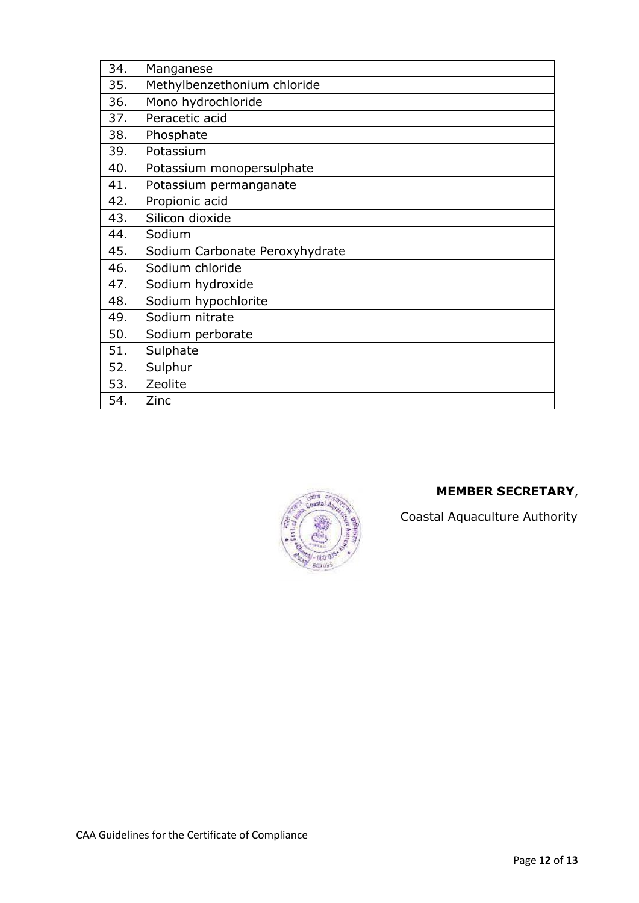| | |
|---|---|
| 34. | Manganese |
| 35. | Methylbenzethonium chloride |
| 36. | Mono hydrochloride |
| 37. | Peracetic acid |
| 38. | Phosphate |
| 39. | Potassium |
| 40. | Potassium monopersulphate |
| 41. | Potassium permanganate |
| 42. | Propionic acid |
| 43. | Silicon dioxide |
| 44. | Sodium |
| 45. | Sodium Carbonate Peroxyhydrate |
| 46. | Sodium chloride |
| 47. | Sodium hydroxide |
| 48. | Sodium hypochlorite |
| 49. | Sodium nitrate |
| 50. | Sodium perborate |
| 51. | Sulphate |
| 52. | Sulphur |
| 53. | Zeolite |
| 54. | Zinc |

**MEMBER SECRETARY**,

Coastal Aquaculture Authority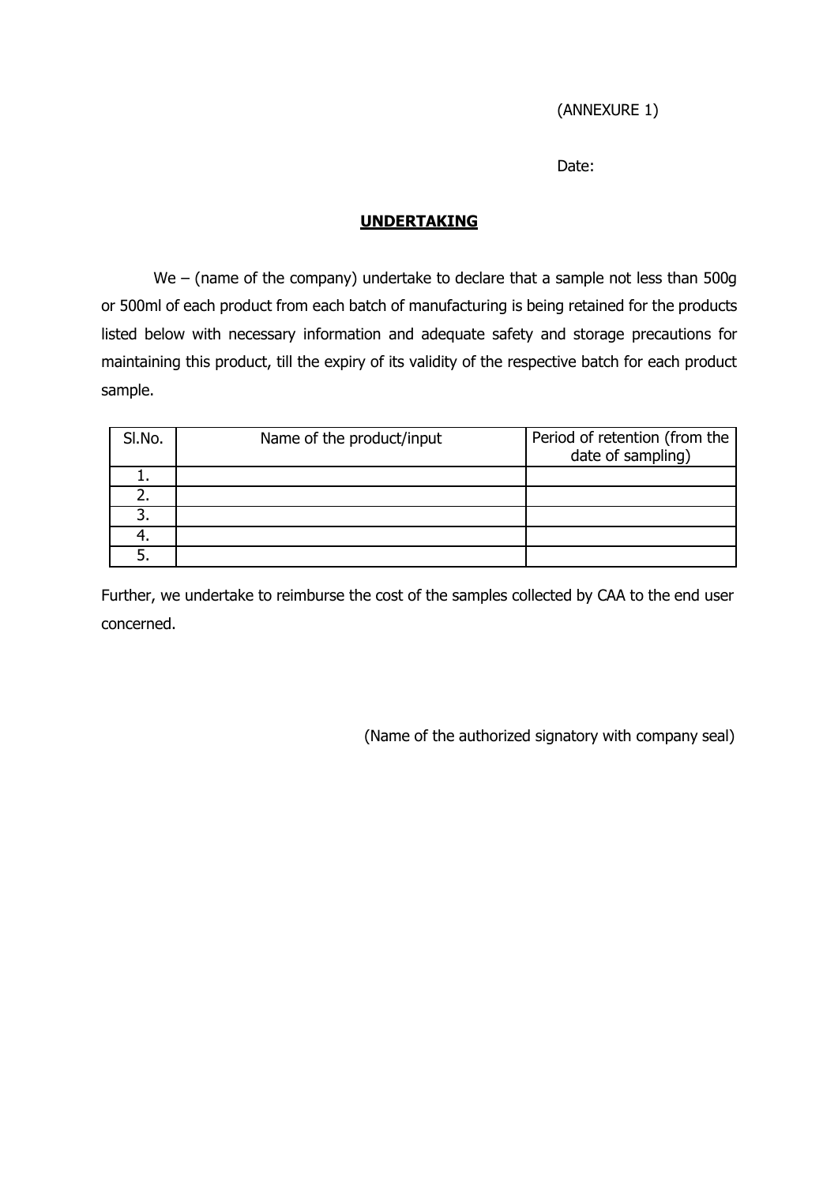(ANNEXURE 1)

Date:

## **UNDERTAKING**

We – (name of the company) undertake to declare that a sample not less than 500g or 500ml of each product from each batch of manufacturing is being retained for the products listed below with necessary information and adequate safety and storage precautions for maintaining this product, till the expiry of its validity of the respective batch for each product sample.

| Sl.No. | Name of the product/input | Period of retention (from the date of sampling) |
|---|---|---|
| 1. | | |
| 2. | | |
| 3. | | |
| 4. | | |
| 5. | | |

Further, we undertake to reimburse the cost of the samples collected by CAA to the end user concerned.

(Name of the authorized signatory with company seal)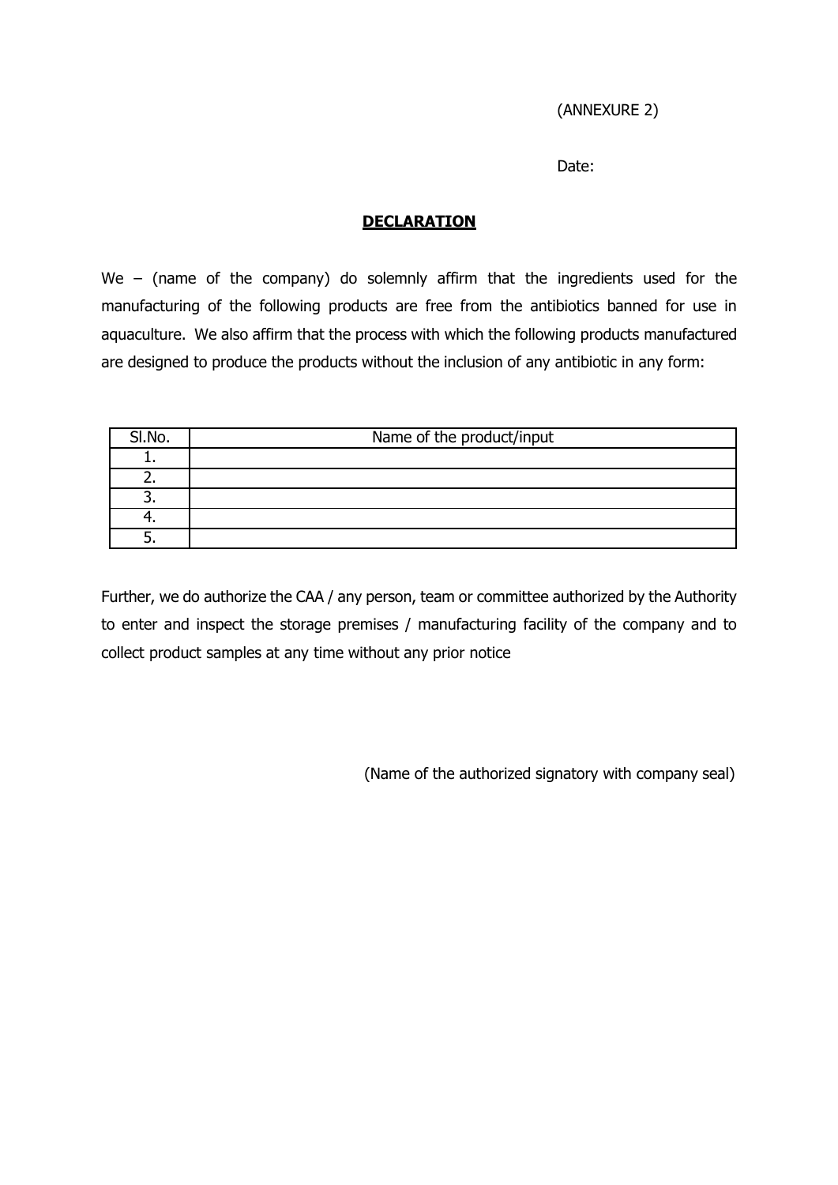(ANNEXURE 2)

Date:

## **DECLARATION**

We – (name of the company) do solemnly affirm that the ingredients used for the manufacturing of the following products are free from the antibiotics banned for use in aquaculture. We also affirm that the process with which the following products manufactured are designed to produce the products without the inclusion of any antibiotic in any form:

| Sl.No. | Name of the product/input |
|---|---|
| 1. | |
| 2. | |
| 3. | |
| 4. | |
| 5. | |

Further, we do authorize the CAA / any person, team or committee authorized by the Authority to enter and inspect the storage premises / manufacturing facility of the company and to collect product samples at any time without any prior notice

(Name of the authorized signatory with company seal)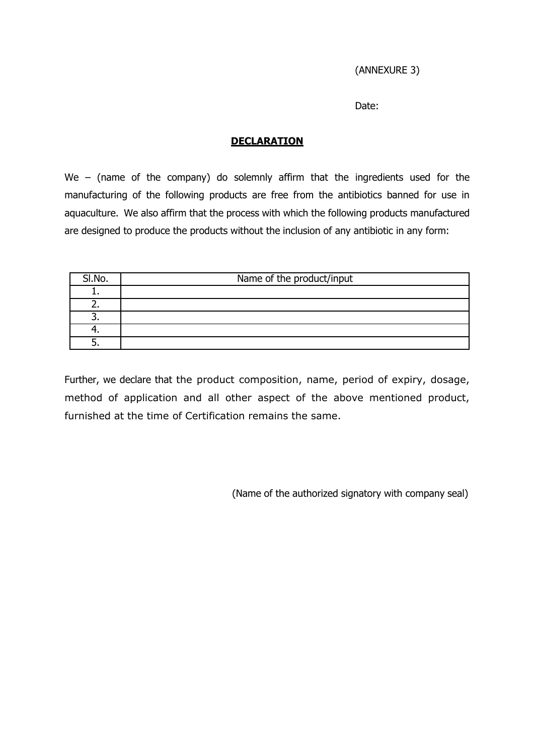(ANNEXURE 3)

Date:

**DECLARATION**

We – (name of the company) do solemnly affirm that the ingredients used for the manufacturing of the following products are free from the antibiotics banned for use in aquaculture. We also affirm that the process with which the following products manufactured are designed to produce the products without the inclusion of any antibiotic in any form:

| Sl.No. | Name of the product/input |
|---|---|
| 1. | |
| 2. | |
| 3. | |
| 4. | |
| 5. | |

Further, we declare that the product composition, name, period of expiry, dosage, method of application and all other aspect of the above mentioned product, furnished at the time of Certification remains the same.

(Name of the authorized signatory with company seal)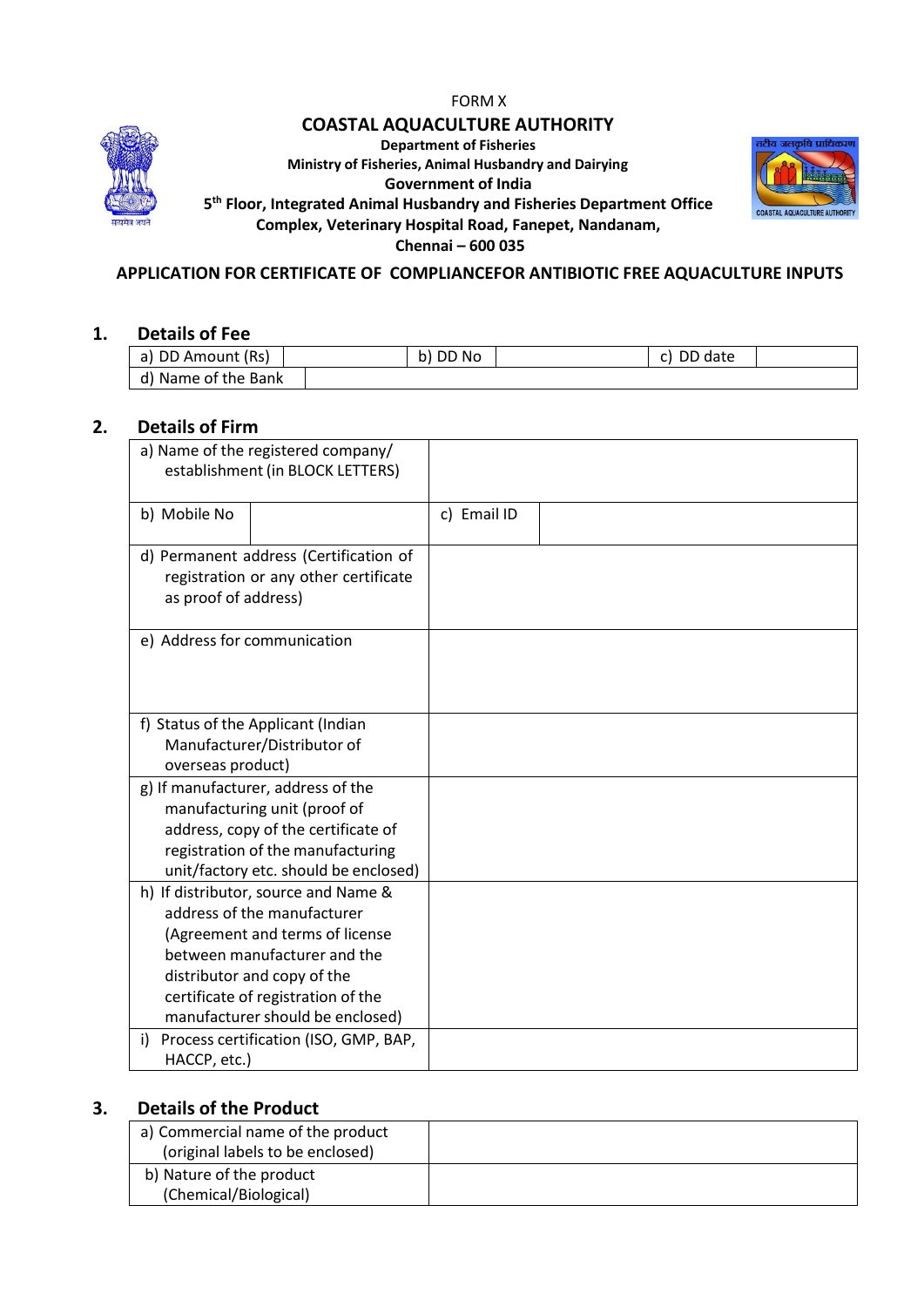FORM X

# COASTAL AQUACULTURE AUTHORITY

**Department of Fisheries**
**Ministry of Fisheries, Animal Husbandry and Dairying**
**Government of India**
**5th Floor, Integrated Animal Husbandry and Fisheries Department Office Complex, Veterinary Hospital Road, Fanepet, Nandanam, Chennai – 600 035**

## APPLICATION FOR CERTIFICATE OF COMPLIANCEFOR ANTIBIOTIC FREE AQUACULTURE INPUTS

### 1. Details of Fee

| | | | | | |
|---|---|---|---|---|---|
| a) DD Amount (Rs) | | b) DD No | | c) DD date | |
| d) Name of the Bank | | | | | |

### 2. Details of Firm

| | | | |
|---|---|---|---|
| a) Name of the registered company/ establishment (in BLOCK LETTERS) | | | |
| b) Mobile No | | c) Email ID | |
| d) Permanent address (Certification of registration or any other certificate as proof of address) | | | |
| e) Address for communication | | | |
| f) Status of the Applicant (Indian Manufacturer/Distributor of overseas product) | | | |
| g) If manufacturer, address of the manufacturing unit (proof of address, copy of the certificate of registration of the manufacturing unit/factory etc. should be enclosed) | | | |
| h) If distributor, source and Name & address of the manufacturer (Agreement and terms of license between manufacturer and the distributor and copy of the certificate of registration of the manufacturer should be enclosed) | | | |
| i) Process certification (ISO, GMP, BAP, HACCP, etc.) | | | |

### 3. Details of the Product

| | |
|---|---|
| a) Commercial name of the product (original labels to be enclosed) | |
| b) Nature of the product (Chemical/Biological) | |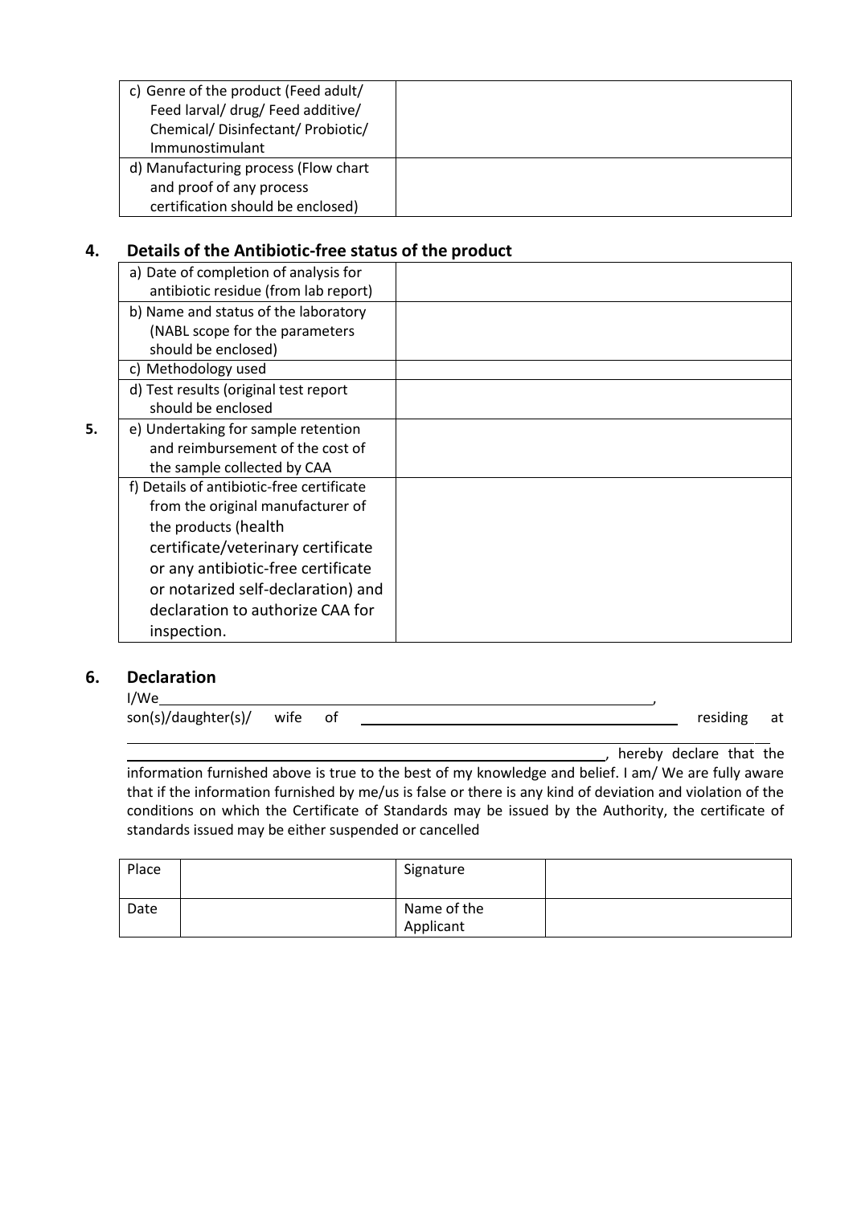| | |
|---|---|
| c) Genre of the product (Feed adult/ Feed larval/ drug/ Feed additive/ Chemical/ Disinfectant/ Probiotic/ Immunostimulant | |
| d) Manufacturing process (Flow chart and proof of any process certification should be enclosed) | |

## 4. Details of the Antibiotic-free status of the product

| | |
|---|---|
| a) Date of completion of analysis for antibiotic residue (from lab report) | |
| b) Name and status of the laboratory (NABL scope for the parameters should be enclosed) | |
| c) Methodology used | |
| d) Test results (original test report should be enclosed | |
| e) Undertaking for sample retention and reimbursement of the cost of the sample collected by CAA | |
| f) Details of antibiotic-free certificate from the original manufacturer of the products (health certificate/veterinary certificate or any antibiotic-free certificate or notarized self-declaration) and declaration to authorize CAA for inspection. | |

**5.**

## 6. Declaration

I/We \_\_\_\_\_\_\_\_\_\_\_\_\_\_\_\_\_\_\_\_\_\_\_\_\_\_\_\_\_\_\_\_\_\_\_\_\_\_\_\_\_\_\_\_\_\_,
son(s)/daughter(s)/ wife of \_\_\_\_\_\_\_\_\_\_\_\_\_\_\_\_\_\_\_\_\_\_\_\_\_\_\_\_\_\_\_\_\_\_\_\_ residing at
\_\_\_\_\_\_\_\_\_\_\_\_\_\_\_\_\_\_\_\_\_\_\_\_\_\_\_\_\_\_\_\_\_\_\_\_\_\_\_\_\_\_\_\_\_\_\_\_\_\_\_\_\_\_\_\_\_\_\_\_\_\_\_\_
\_\_\_\_\_\_\_\_\_\_\_\_\_\_\_\_\_\_\_\_\_\_\_\_\_\_\_\_\_\_\_\_\_\_\_\_\_\_\_\_\_\_\_\_\_\_\_\_\_, hereby declare that the information furnished above is true to the best of my knowledge and belief. I am/ We are fully aware that if the information furnished by me/us is false or there is any kind of deviation and violation of the conditions on which the Certificate of Standards may be issued by the Authority, the certificate of standards issued may be either suspended or cancelled

| | | | |
|---|---|---|---|
| Place | | Signature | |
| Date | | Name of the Applicant | |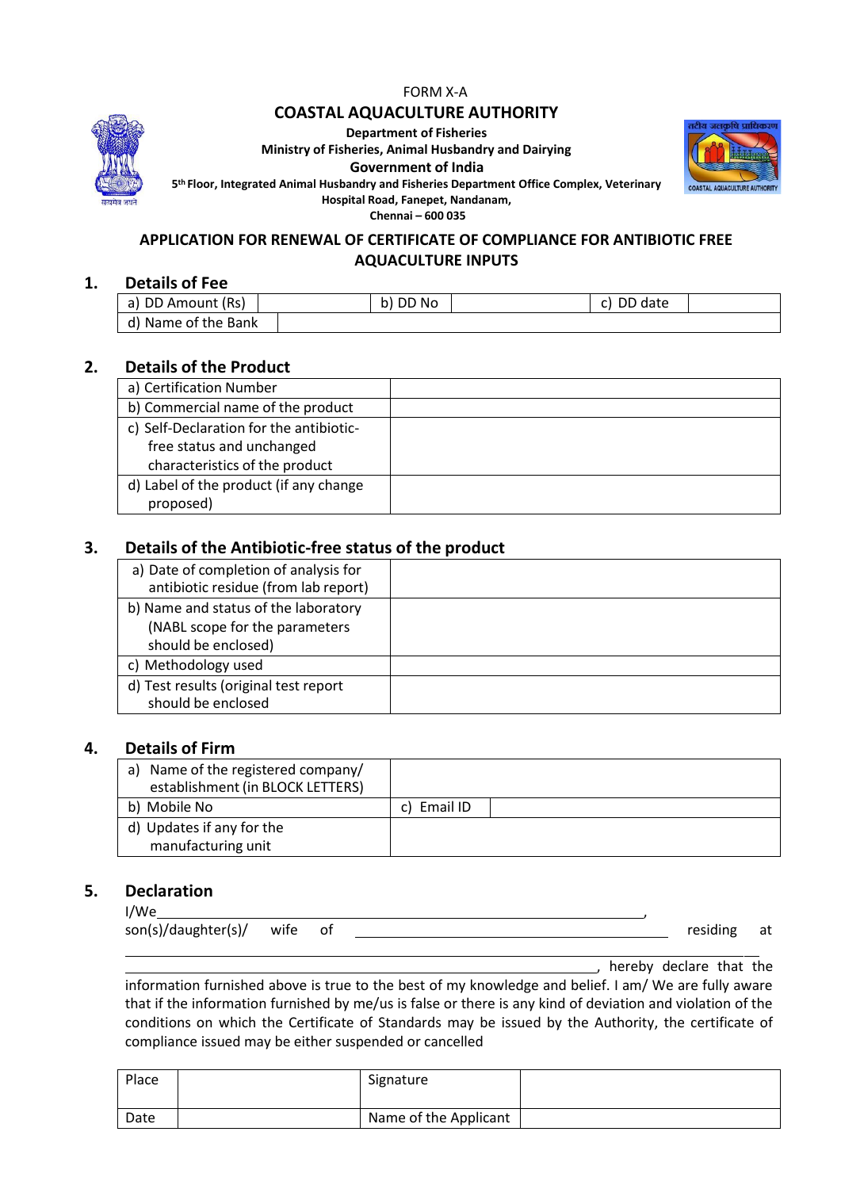FORM X-A

# COASTAL AQUACULTURE AUTHORITY

**Department of Fisheries**
**Ministry of Fisheries, Animal Husbandry and Dairying**
**Government of India**
**5th Floor, Integrated Animal Husbandry and Fisheries Department Office Complex, Veterinary Hospital Road, Fanepet, Nandanam,**
**Chennai – 600 035**

## APPLICATION FOR RENEWAL OF CERTIFICATE OF COMPLIANCE FOR ANTIBIOTIC FREE AQUACULTURE INPUTS

### 1. Details of Fee

| | | | | | |
|---|---|---|---|---|---|
| a) DD Amount (Rs) | | b) DD No | | c) DD date | |
| d) Name of the Bank | | | | | |

### 2. Details of the Product

| | |
|---|---|
| a) Certification Number | |
| b) Commercial name of the product | |
| c) Self-Declaration for the antibiotic-free status and unchanged characteristics of the product | |
| d) Label of the product (if any change proposed) | |

### 3. Details of the Antibiotic-free status of the product

| | |
|---|---|
| a) Date of completion of analysis for antibiotic residue (from lab report) | |
| b) Name and status of the laboratory (NABL scope for the parameters should be enclosed) | |
| c) Methodology used | |
| d) Test results (original test report should be enclosed | |

### 4. Details of Firm

| | | |
|---|---|---|
| a) Name of the registered company/ establishment (in BLOCK LETTERS) | | |
| b) Mobile No | c) Email ID | |
| d) Updates if any for the manufacturing unit | | |

### 5. Declaration

I/We \_\_\_\_\_\_\_\_\_\_\_\_\_\_\_\_\_\_\_\_\_\_\_\_\_\_\_\_\_\_\_\_\_\_\_\_\_\_\_\_, son(s)/daughter(s)/ wife of \_\_\_\_\_\_\_\_\_\_\_\_\_\_\_\_\_\_\_\_\_\_\_\_\_\_\_\_\_\_ residing at \_\_\_\_\_\_\_\_\_\_\_\_\_\_\_\_\_\_\_\_\_\_\_\_\_\_\_\_\_\_\_\_\_\_\_\_\_\_\_\_\_\_\_\_\_\_\_\_\_\_\_\_\_\_\_\_\_\_\_\_\_\_\_\_\_\_\_\_\_\_\_\_\_\_\_\_\_\_\_\_\_\_\_\_\_\_\_\_, hereby declare that the information furnished above is true to the best of my knowledge and belief. I am/ We are fully aware that if the information furnished by me/us is false or there is any kind of deviation and violation of the conditions on which the Certificate of Standards may be issued by the Authority, the certificate of compliance issued may be either suspended or cancelled

| | | | |
|---|---|---|---|
| Place | | Signature | |
| Date | | Name of the Applicant | |